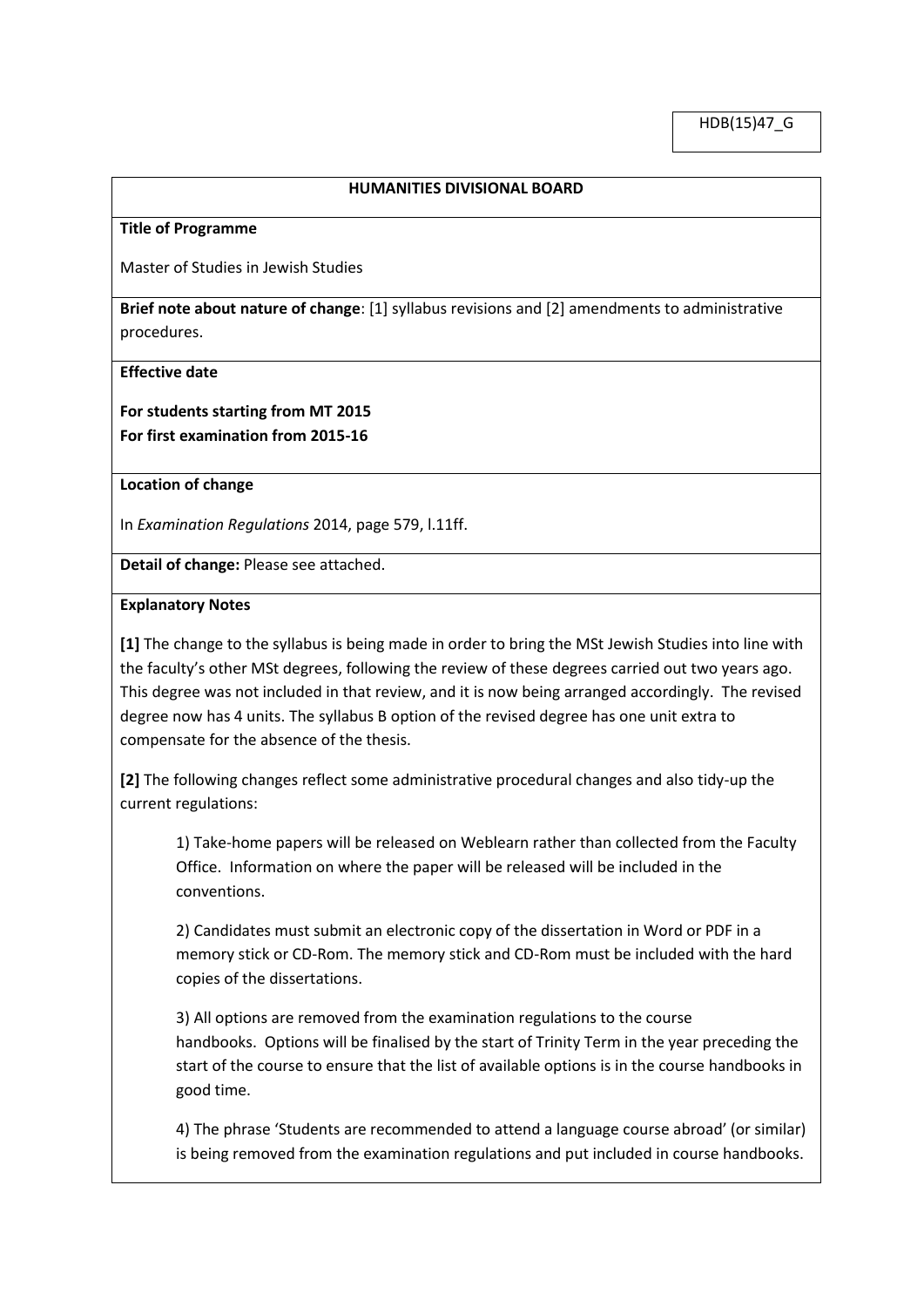HDB(15)47_G

## HUMANITIES DIVISIONAL BOARD

**Title of Programme**

Master of Studies in Jewish Studies

**Brief note about nature of change**: [1] syllabus revisions and [2] amendments to administrative procedures.

**Effective date**

**For students starting from MT 2015**
**For first examination from 2015-16**

**Location of change**

In *Examination Regulations* 2014, page 579, l.11ff.

**Detail of change:** Please see attached.

**Explanatory Notes**

**[1]** The change to the syllabus is being made in order to bring the MSt Jewish Studies into line with the faculty's other MSt degrees, following the review of these degrees carried out two years ago. This degree was not included in that review, and it is now being arranged accordingly. The revised degree now has 4 units. The syllabus B option of the revised degree has one unit extra to compensate for the absence of the thesis.

**[2]** The following changes reflect some administrative procedural changes and also tidy-up the current regulations:

1) Take-home papers will be released on Weblearn rather than collected from the Faculty Office. Information on where the paper will be released will be included in the conventions.

2) Candidates must submit an electronic copy of the dissertation in Word or PDF in a memory stick or CD-Rom. The memory stick and CD-Rom must be included with the hard copies of the dissertations.

3) All options are removed from the examination regulations to the course handbooks. Options will be finalised by the start of Trinity Term in the year preceding the start of the course to ensure that the list of available options is in the course handbooks in good time.

4) The phrase 'Students are recommended to attend a language course abroad' (or similar) is being removed from the examination regulations and put included in course handbooks.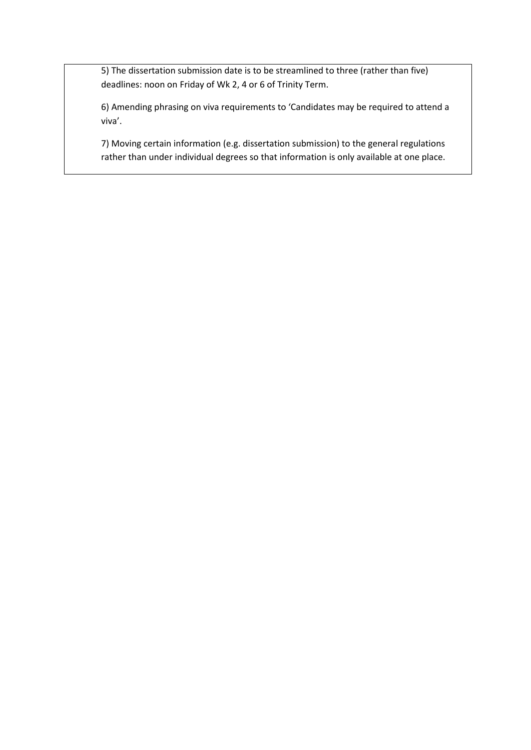5) The dissertation submission date is to be streamlined to three (rather than five) deadlines: noon on Friday of Wk 2, 4 or 6 of Trinity Term.

6) Amending phrasing on viva requirements to 'Candidates may be required to attend a viva'.

7) Moving certain information (e.g. dissertation submission) to the general regulations rather than under individual degrees so that information is only available at one place.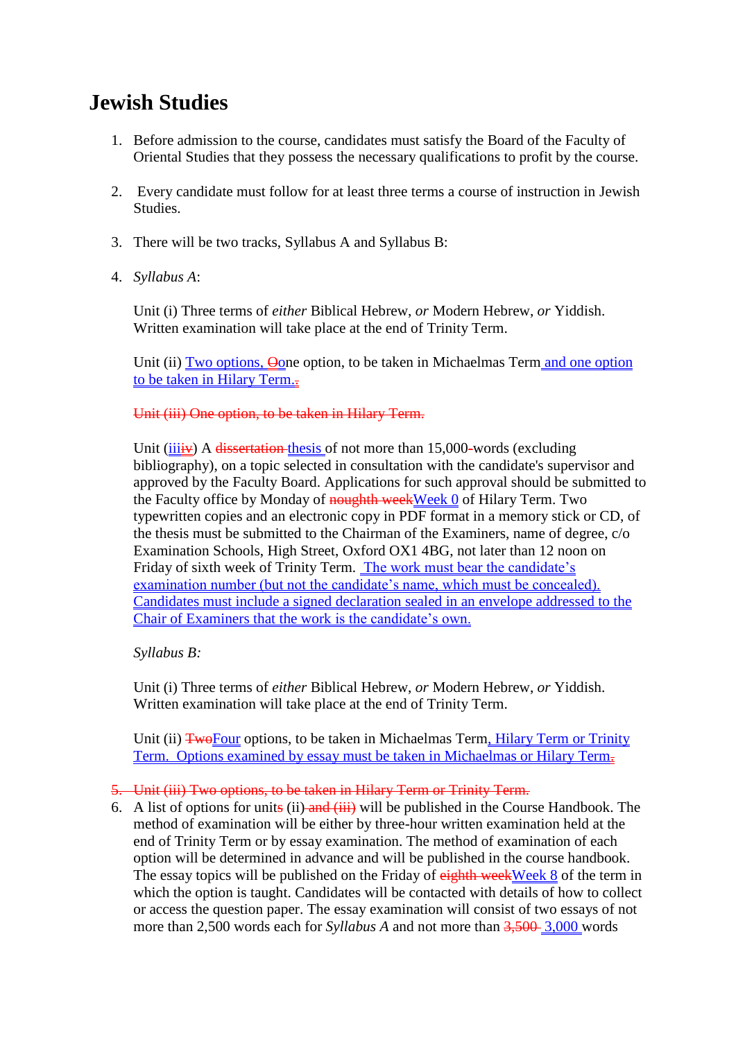# Jewish Studies

1. Before admission to the course, candidates must satisfy the Board of the Faculty of Oriental Studies that they possess the necessary qualifications to profit by the course.

2. Every candidate must follow for at least three terms a course of instruction in Jewish Studies.

3. There will be two tracks, Syllabus A and Syllabus B:

4. *Syllabus A*:

   Unit (i) Three terms of *either* Biblical Hebrew, *or* Modern Hebrew, *or* Yiddish. Written examination will take place at the end of Trinity Term.

   Unit (ii) <u>Two options,</u> ~~O~~<u>o</u>ne option, to be taken in Michaelmas Term<u> and one option to be taken in Hilary Term.</u>~~.~~

   ~~Unit (iii) One option, to be taken in Hilary Term.~~

   Unit (<u>iii</u>~~iv~~) A ~~dissertation~~ <u>thesis</u> of not more than 15,000~~-~~words (excluding bibliography), on a topic selected in consultation with the candidate's supervisor and approved by the Faculty Board. Applications for such approval should be submitted to the Faculty office by Monday of ~~noughth week~~<u>Week 0</u> of Hilary Term. Two typewritten copies and an electronic copy in PDF format in a memory stick or CD, of the thesis must be submitted to the Chairman of the Examiners, name of degree, c/o Examination Schools, High Street, Oxford OX1 4BG, not later than 12 noon on Friday of sixth week of Trinity Term. <u>The work must bear the candidate's examination number (but not the candidate's name, which must be concealed). Candidates must include a signed declaration sealed in an envelope addressed to the Chair of Examiners that the work is the candidate's own.</u>

   *Syllabus B:*

   Unit (i) Three terms of *either* Biblical Hebrew, *or* Modern Hebrew, *or* Yiddish. Written examination will take place at the end of Trinity Term.

   Unit (ii) ~~Two~~<u>Four</u> options, to be taken in Michaelmas Term<u>, Hilary Term or Trinity Term. Options examined by essay must be taken in Michaelmas or Hilary Term.</u>~~.~~

~~5. Unit (iii) Two options, to be taken in Hilary Term or Trinity Term.~~

6. A list of options for unit~~s~~ (ii)~~ and (iii)~~ will be published in the Course Handbook. The method of examination will be either by three-hour written examination held at the end of Trinity Term or by essay examination. The method of examination of each option will be determined in advance and will be published in the course handbook. The essay topics will be published on the Friday of ~~eighth week~~<u>Week 8</u> of the term in which the option is taught. Candidates will be contacted with details of how to collect or access the question paper. The essay examination will consist of two essays of not more than 2,500 words each for *Syllabus A* and not more than ~~3,500~~ <u>3,000</u> words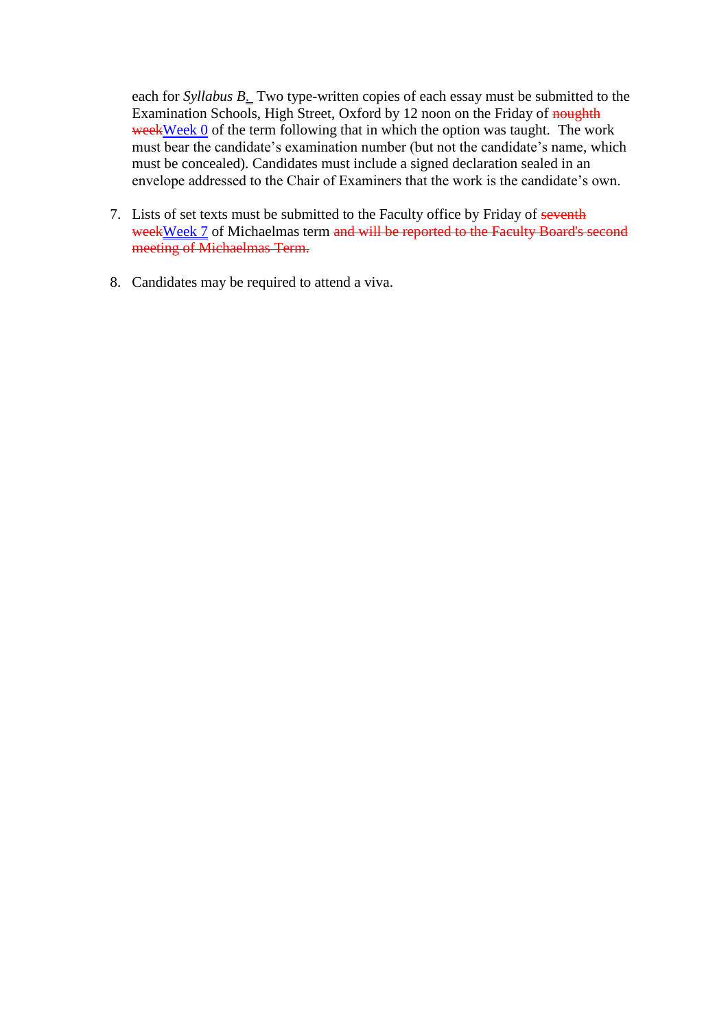each for *Syllabus B*. Two type-written copies of each essay must be submitted to the Examination Schools, High Street, Oxford by 12 noon on the Friday of ~~noughth week~~Week 0 of the term following that in which the option was taught. The work must bear the candidate's examination number (but not the candidate's name, which must be concealed). Candidates must include a signed declaration sealed in an envelope addressed to the Chair of Examiners that the work is the candidate's own.

7. Lists of set texts must be submitted to the Faculty office by Friday of ~~seventh week~~Week 7 of Michaelmas term ~~and will be reported to the Faculty Board's second meeting of Michaelmas Term.~~

8. Candidates may be required to attend a viva.